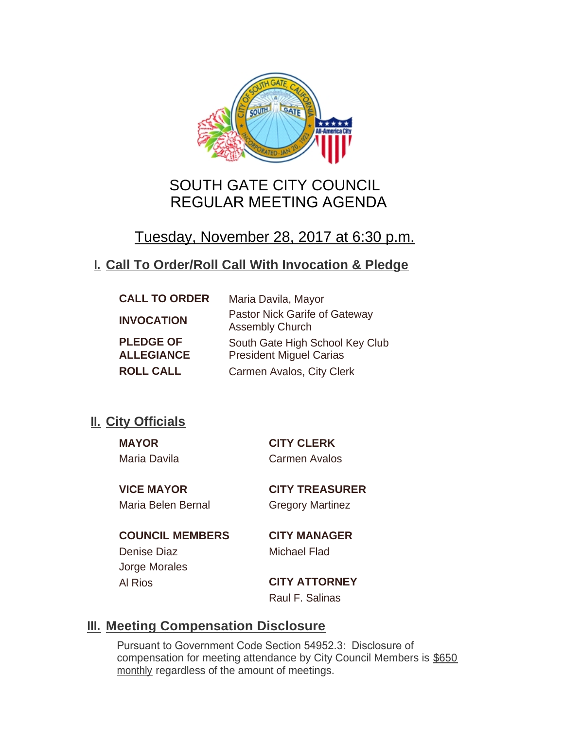# SOUTH GATE CITY COUNCIL
# REGULAR MEETING AGENDA

## Tuesday, November 28, 2017 at 6:30 p.m.

## I. Call To Order/Roll Call With Invocation & Pledge

| | |
|---|---|
| **CALL TO ORDER** | Maria Davila, Mayor |
| **INVOCATION** | Pastor Nick Garife of Gateway Assembly Church |
| **PLEDGE OF ALLEGIANCE** | South Gate High School Key Club President Miguel Carias |
| **ROLL CALL** | Carmen Avalos, City Clerk |

## II. City Officials

**MAYOR**
Maria Davila

**VICE MAYOR**
Maria Belen Bernal

**COUNCIL MEMBERS**
Denise Diaz
Jorge Morales
Al Rios

**CITY CLERK**
Carmen Avalos

**CITY TREASURER**
Gregory Martinez

**CITY MANAGER**
Michael Flad

**CITY ATTORNEY**
Raul F. Salinas

## III. Meeting Compensation Disclosure

Pursuant to Government Code Section 54952.3: Disclosure of compensation for meeting attendance by City Council Members is $650 monthly regardless of the amount of meetings.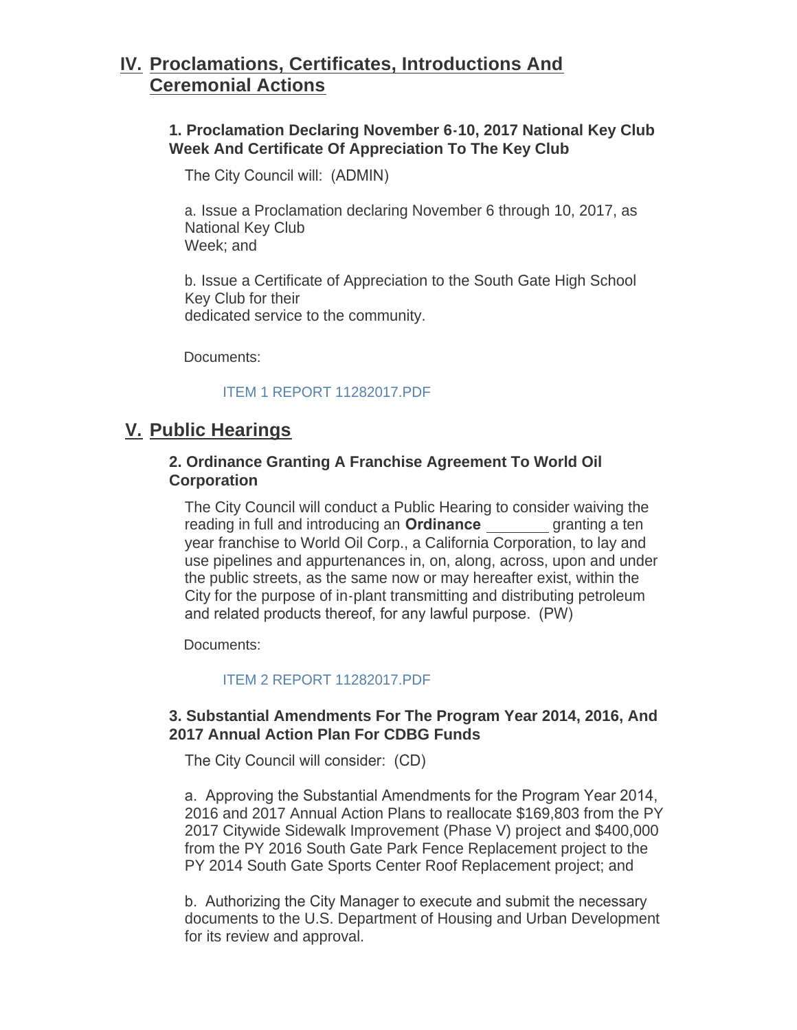## IV. Proclamations, Certificates, Introductions And Ceremonial Actions

### 1. Proclamation Declaring November 6-10, 2017 National Key Club Week And Certificate Of Appreciation To The Key Club

The City Council will: (ADMIN)

a. Issue a Proclamation declaring November 6 through 10, 2017, as National Key Club Week; and

b. Issue a Certificate of Appreciation to the South Gate High School Key Club for their dedicated service to the community.

Documents:

ITEM 1 REPORT 11282017.PDF

## V. Public Hearings

### 2. Ordinance Granting A Franchise Agreement To World Oil Corporation

The City Council will conduct a Public Hearing to consider waiving the reading in full and introducing an **Ordinance** ________ granting a ten year franchise to World Oil Corp., a California Corporation, to lay and use pipelines and appurtenances in, on, along, across, upon and under the public streets, as the same now or may hereafter exist, within the City for the purpose of in-plant transmitting and distributing petroleum and related products thereof, for any lawful purpose. (PW)

Documents:

ITEM 2 REPORT 11282017.PDF

### 3. Substantial Amendments For The Program Year 2014, 2016, And 2017 Annual Action Plan For CDBG Funds

The City Council will consider: (CD)

a. Approving the Substantial Amendments for the Program Year 2014, 2016 and 2017 Annual Action Plans to reallocate $169,803 from the PY 2017 Citywide Sidewalk Improvement (Phase V) project and $400,000 from the PY 2016 South Gate Park Fence Replacement project to the PY 2014 South Gate Sports Center Roof Replacement project; and

b. Authorizing the City Manager to execute and submit the necessary documents to the U.S. Department of Housing and Urban Development for its review and approval.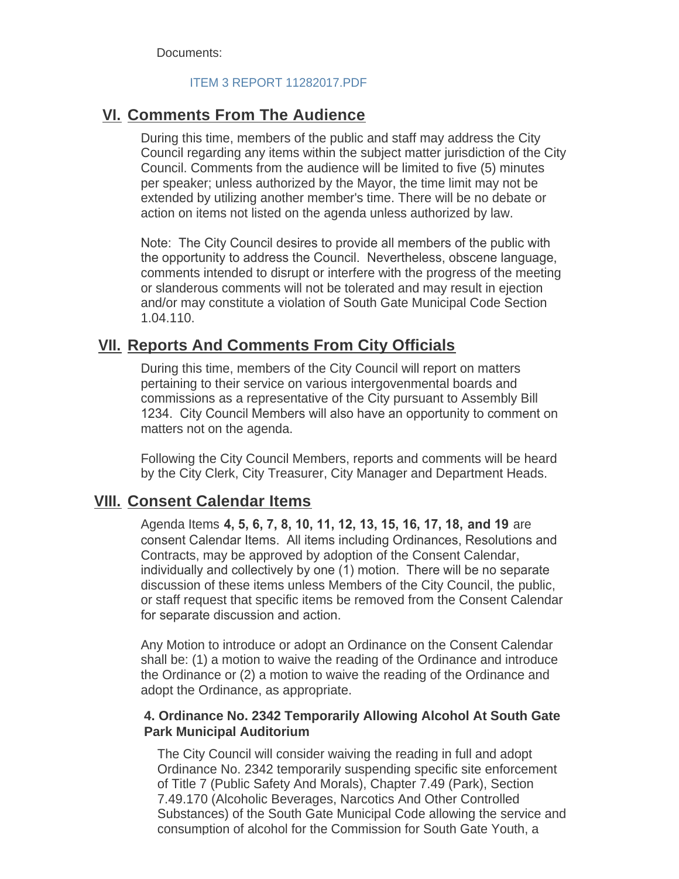Documents:

ITEM 3 REPORT 11282017.PDF

## VI. Comments From The Audience

During this time, members of the public and staff may address the City Council regarding any items within the subject matter jurisdiction of the City Council. Comments from the audience will be limited to five (5) minutes per speaker; unless authorized by the Mayor, the time limit may not be extended by utilizing another member's time. There will be no debate or action on items not listed on the agenda unless authorized by law.

Note: The City Council desires to provide all members of the public with the opportunity to address the Council. Nevertheless, obscene language, comments intended to disrupt or interfere with the progress of the meeting or slanderous comments will not be tolerated and may result in ejection and/or may constitute a violation of South Gate Municipal Code Section 1.04.110.

## VII. Reports And Comments From City Officials

During this time, members of the City Council will report on matters pertaining to their service on various intergovenmental boards and commissions as a representative of the City pursuant to Assembly Bill 1234. City Council Members will also have an opportunity to comment on matters not on the agenda.

Following the City Council Members, reports and comments will be heard by the City Clerk, City Treasurer, City Manager and Department Heads.

## VIII. Consent Calendar Items

Agenda Items **4, 5, 6, 7, 8, 10, 11, 12, 13, 15, 16, 17, 18, and 19** are consent Calendar Items. All items including Ordinances, Resolutions and Contracts, may be approved by adoption of the Consent Calendar, individually and collectively by one (1) motion. There will be no separate discussion of these items unless Members of the City Council, the public, or staff request that specific items be removed from the Consent Calendar for separate discussion and action.

Any Motion to introduce or adopt an Ordinance on the Consent Calendar shall be: (1) a motion to waive the reading of the Ordinance and introduce the Ordinance or (2) a motion to waive the reading of the Ordinance and adopt the Ordinance, as appropriate.

### 4. Ordinance No. 2342 Temporarily Allowing Alcohol At South Gate Park Municipal Auditorium

The City Council will consider waiving the reading in full and adopt Ordinance No. 2342 temporarily suspending specific site enforcement of Title 7 (Public Safety And Morals), Chapter 7.49 (Park), Section 7.49.170 (Alcoholic Beverages, Narcotics And Other Controlled Substances) of the South Gate Municipal Code allowing the service and consumption of alcohol for the Commission for South Gate Youth, a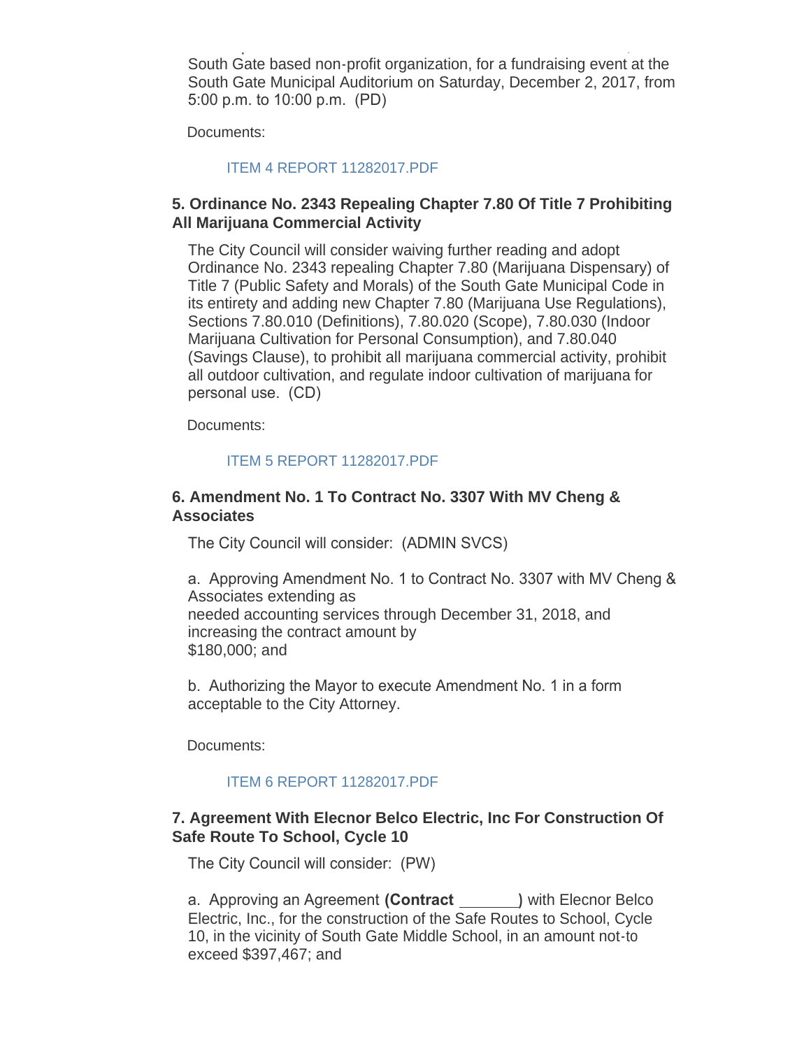South Gate based non-profit organization, for a fundraising event at the South Gate Municipal Auditorium on Saturday, December 2, 2017, from 5:00 p.m. to 10:00 p.m. (PD)

Documents:

ITEM 4 REPORT 11282017.PDF

### 5. Ordinance No. 2343 Repealing Chapter 7.80 Of Title 7 Prohibiting All Marijuana Commercial Activity

The City Council will consider waiving further reading and adopt Ordinance No. 2343 repealing Chapter 7.80 (Marijuana Dispensary) of Title 7 (Public Safety and Morals) of the South Gate Municipal Code in its entirety and adding new Chapter 7.80 (Marijuana Use Regulations), Sections 7.80.010 (Definitions), 7.80.020 (Scope), 7.80.030 (Indoor Marijuana Cultivation for Personal Consumption), and 7.80.040 (Savings Clause), to prohibit all marijuana commercial activity, prohibit all outdoor cultivation, and regulate indoor cultivation of marijuana for personal use. (CD)

Documents:

ITEM 5 REPORT 11282017.PDF

### 6. Amendment No. 1 To Contract No. 3307 With MV Cheng & Associates

The City Council will consider: (ADMIN SVCS)

a. Approving Amendment No. 1 to Contract No. 3307 with MV Cheng & Associates extending as needed accounting services through December 31, 2018, and increasing the contract amount by $180,000; and

b. Authorizing the Mayor to execute Amendment No. 1 in a form acceptable to the City Attorney.

Documents:

ITEM 6 REPORT 11282017.PDF

### 7. Agreement With Elecnor Belco Electric, Inc For Construction Of Safe Route To School, Cycle 10

The City Council will consider: (PW)

a. Approving an Agreement **(Contract _______)** with Elecnor Belco Electric, Inc., for the construction of the Safe Routes to School, Cycle 10, in the vicinity of South Gate Middle School, in an amount not-to exceed $397,467; and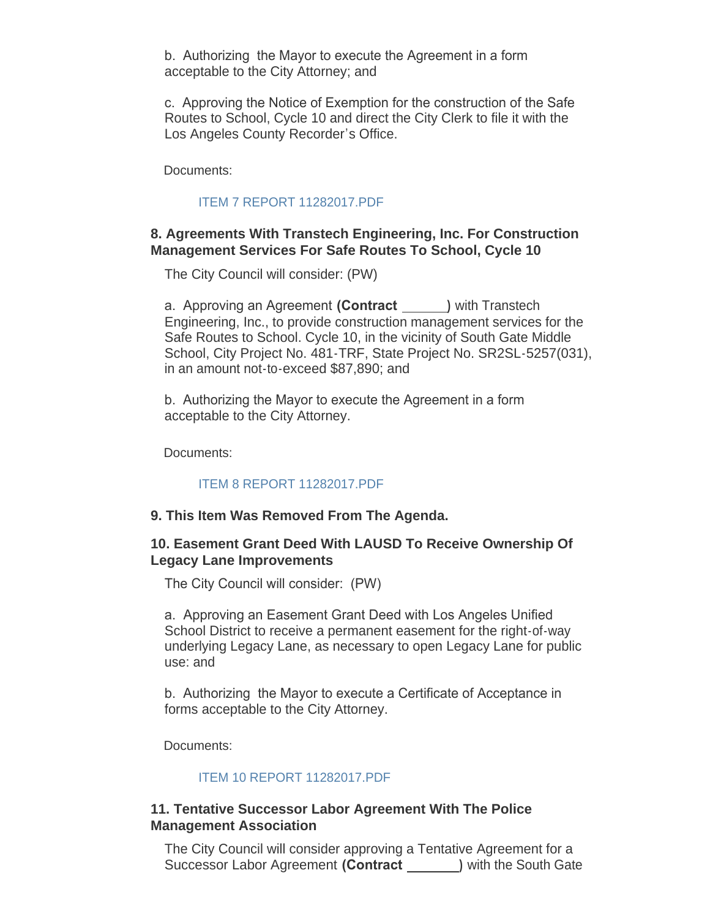b. Authorizing the Mayor to execute the Agreement in a form acceptable to the City Attorney; and

c. Approving the Notice of Exemption for the construction of the Safe Routes to School, Cycle 10 and direct the City Clerk to file it with the Los Angeles County Recorder's Office.

Documents:

ITEM 7 REPORT 11282017.PDF

**8. Agreements With Transtech Engineering, Inc. For Construction Management Services For Safe Routes To School, Cycle 10**

The City Council will consider: (PW)

a. Approving an Agreement **(Contract ______)** with Transtech Engineering, Inc., to provide construction management services for the Safe Routes to School. Cycle 10, in the vicinity of South Gate Middle School, City Project No. 481-TRF, State Project No. SR2SL-5257(031), in an amount not-to-exceed $87,890; and

b. Authorizing the Mayor to execute the Agreement in a form acceptable to the City Attorney.

Documents:

ITEM 8 REPORT 11282017.PDF

**9. This Item Was Removed From The Agenda.**

**10. Easement Grant Deed With LAUSD To Receive Ownership Of Legacy Lane Improvements**

The City Council will consider: (PW)

a. Approving an Easement Grant Deed with Los Angeles Unified School District to receive a permanent easement for the right-of-way underlying Legacy Lane, as necessary to open Legacy Lane for public use: and

b. Authorizing the Mayor to execute a Certificate of Acceptance in forms acceptable to the City Attorney.

Documents:

ITEM 10 REPORT 11282017.PDF

**11. Tentative Successor Labor Agreement With The Police Management Association**

The City Council will consider approving a Tentative Agreement for a Successor Labor Agreement **(Contract _______)** with the South Gate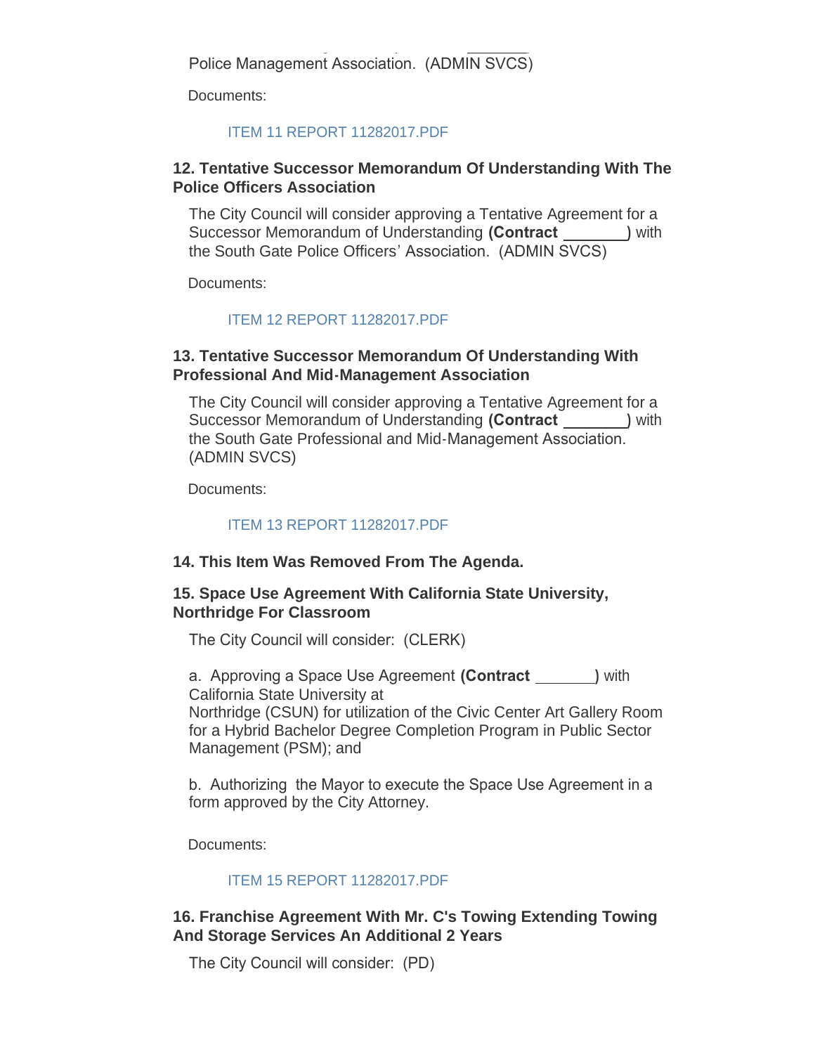Police Management Association. (ADMIN SVCS)

Documents:

ITEM 11 REPORT 11282017.PDF

### 12. Tentative Successor Memorandum Of Understanding With The Police Officers Association

The City Council will consider approving a Tentative Agreement for a Successor Memorandum of Understanding **(Contract _______)** with the South Gate Police Officers' Association. (ADMIN SVCS)

Documents:

ITEM 12 REPORT 11282017.PDF

### 13. Tentative Successor Memorandum Of Understanding With Professional And Mid-Management Association

The City Council will consider approving a Tentative Agreement for a Successor Memorandum of Understanding **(Contract _______)** with the South Gate Professional and Mid-Management Association. (ADMIN SVCS)

Documents:

ITEM 13 REPORT 11282017.PDF

### 14. This Item Was Removed From The Agenda.

### 15. Space Use Agreement With California State University, Northridge For Classroom

The City Council will consider: (CLERK)

a. Approving a Space Use Agreement **(Contract _______)** with California State University at Northridge (CSUN) for utilization of the Civic Center Art Gallery Room for a Hybrid Bachelor Degree Completion Program in Public Sector Management (PSM); and

b. Authorizing the Mayor to execute the Space Use Agreement in a form approved by the City Attorney.

Documents:

ITEM 15 REPORT 11282017.PDF

### 16. Franchise Agreement With Mr. C's Towing Extending Towing And Storage Services An Additional 2 Years

The City Council will consider: (PD)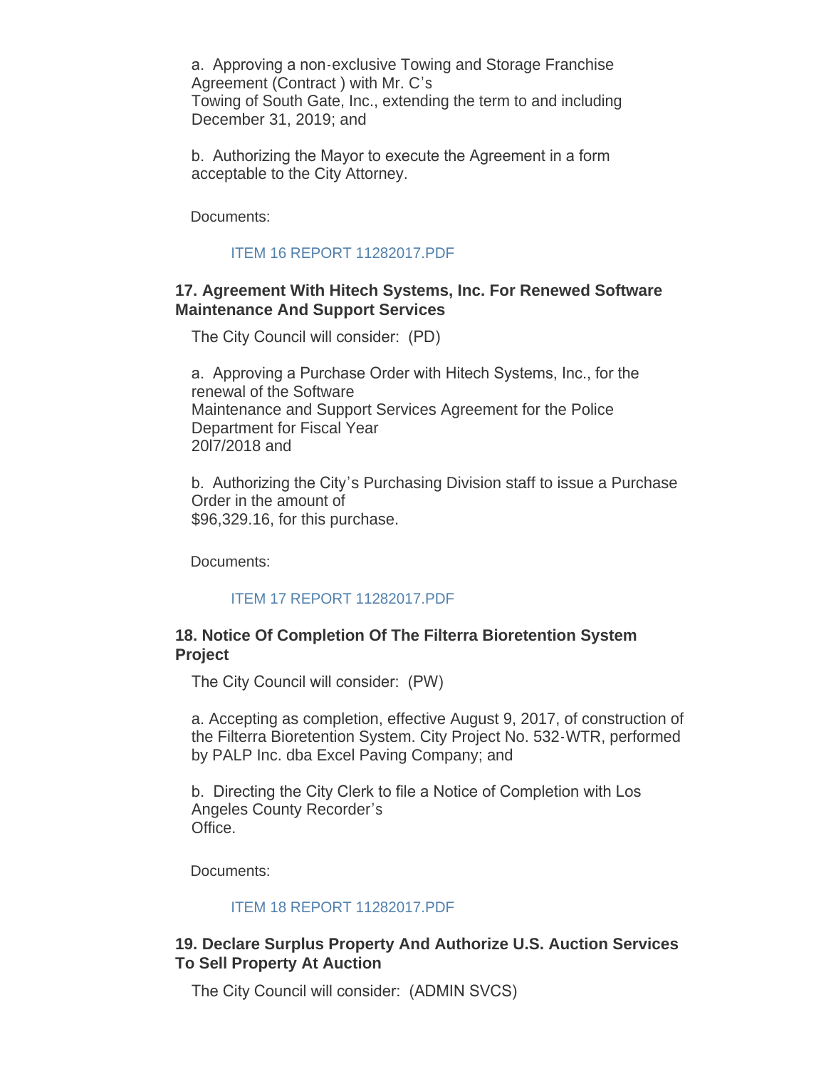a. Approving a non-exclusive Towing and Storage Franchise Agreement (Contract ) with Mr. C's Towing of South Gate, Inc., extending the term to and including December 31, 2019; and

b. Authorizing the Mayor to execute the Agreement in a form acceptable to the City Attorney.

Documents:

ITEM 16 REPORT 11282017.PDF

### 17. Agreement With Hitech Systems, Inc. For Renewed Software Maintenance And Support Services

The City Council will consider: (PD)

a. Approving a Purchase Order with Hitech Systems, Inc., for the renewal of the Software Maintenance and Support Services Agreement for the Police Department for Fiscal Year 20l7/2018 and

b. Authorizing the City's Purchasing Division staff to issue a Purchase Order in the amount of $96,329.16, for this purchase.

Documents:

ITEM 17 REPORT 11282017.PDF

### 18. Notice Of Completion Of The Filterra Bioretention System Project

The City Council will consider: (PW)

a. Accepting as completion, effective August 9, 2017, of construction of the Filterra Bioretention System. City Project No. 532-WTR, performed by PALP Inc. dba Excel Paving Company; and

b. Directing the City Clerk to file a Notice of Completion with Los Angeles County Recorder's Office.

Documents:

ITEM 18 REPORT 11282017.PDF

### 19. Declare Surplus Property And Authorize U.S. Auction Services To Sell Property At Auction

The City Council will consider: (ADMIN SVCS)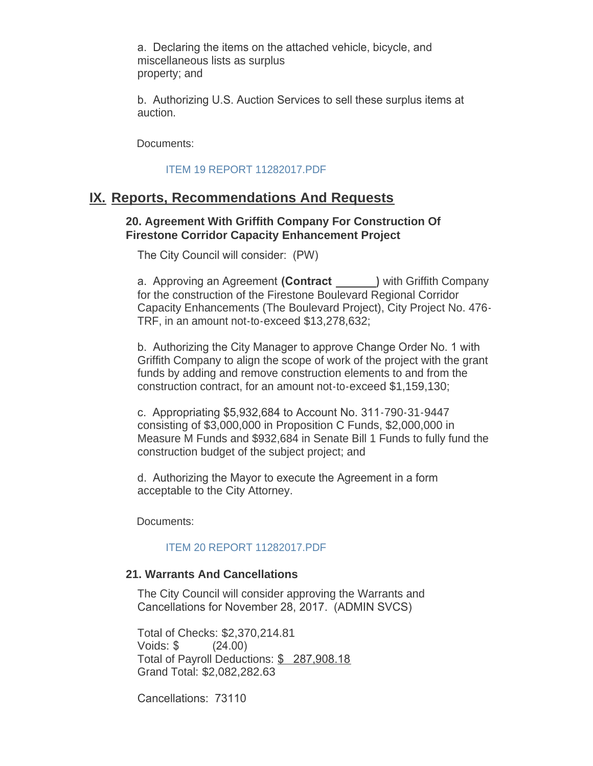a. Declaring the items on the attached vehicle, bicycle, and miscellaneous lists as surplus property; and

b. Authorizing U.S. Auction Services to sell these surplus items at auction.

Documents:

ITEM 19 REPORT 11282017.PDF

## IX. Reports, Recommendations And Requests

### 20. Agreement With Griffith Company For Construction Of Firestone Corridor Capacity Enhancement Project

The City Council will consider: (PW)

a. Approving an Agreement **(Contract ______)** with Griffith Company for the construction of the Firestone Boulevard Regional Corridor Capacity Enhancements (The Boulevard Project), City Project No. 476-TRF, in an amount not-to-exceed $13,278,632;

b. Authorizing the City Manager to approve Change Order No. 1 with Griffith Company to align the scope of work of the project with the grant funds by adding and remove construction elements to and from the construction contract, for an amount not-to-exceed $1,159,130;

c. Appropriating $5,932,684 to Account No. 311-790-31-9447 consisting of $3,000,000 in Proposition C Funds, $2,000,000 in Measure M Funds and $932,684 in Senate Bill 1 Funds to fully fund the construction budget of the subject project; and

d. Authorizing the Mayor to execute the Agreement in a form acceptable to the City Attorney.

Documents:

ITEM 20 REPORT 11282017.PDF

### 21. Warrants And Cancellations

The City Council will consider approving the Warrants and Cancellations for November 28, 2017. (ADMIN SVCS)

Total of Checks: $2,370,214.81
Voids: $ (24.00)
Total of Payroll Deductions: $ 287,908.18
Grand Total: $2,082,282.63

Cancellations: 73110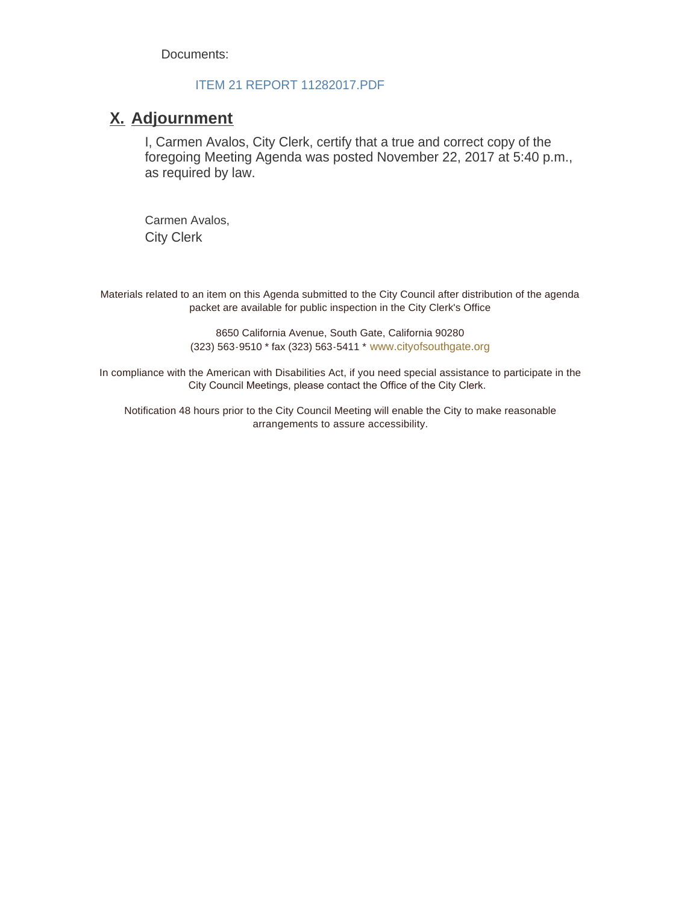Documents:

ITEM 21 REPORT 11282017.PDF

## X. Adjournment

I, Carmen Avalos, City Clerk, certify that a true and correct copy of the foregoing Meeting Agenda was posted November 22, 2017 at 5:40 p.m., as required by law.

Carmen Avalos,
City Clerk

Materials related to an item on this Agenda submitted to the City Council after distribution of the agenda packet are available for public inspection in the City Clerk's Office

8650 California Avenue, South Gate, California 90280
(323) 563-9510 * fax (323) 563-5411 * www.cityofsouthgate.org

In compliance with the American with Disabilities Act, if you need special assistance to participate in the City Council Meetings, please contact the Office of the City Clerk.

Notification 48 hours prior to the City Council Meeting will enable the City to make reasonable arrangements to assure accessibility.